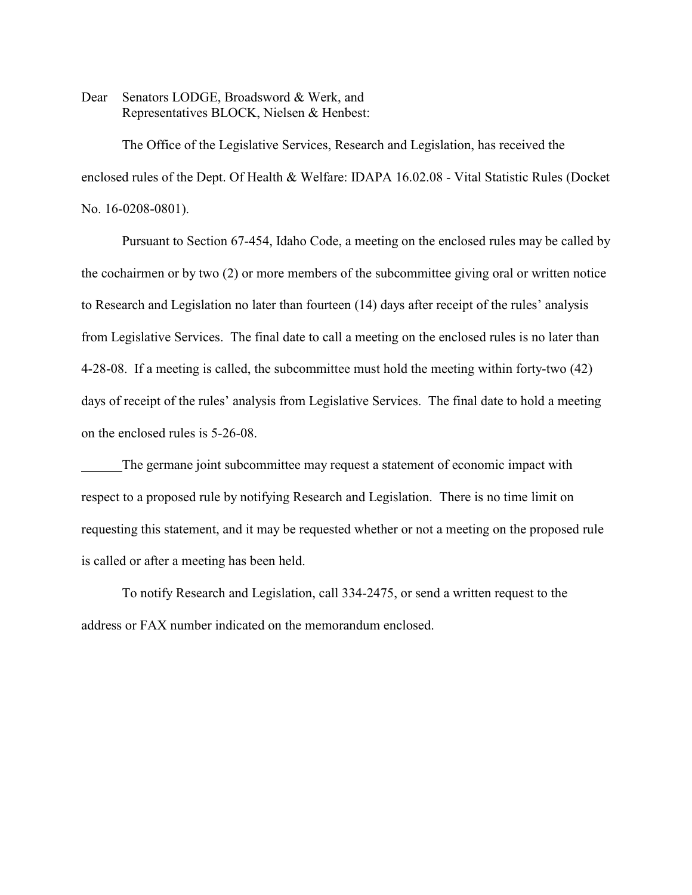Dear Senators LODGE, Broadsword & Werk, and
Representatives BLOCK, Nielsen & Henbest:

The Office of the Legislative Services, Research and Legislation, has received the enclosed rules of the Dept. Of Health & Welfare: IDAPA 16.02.08 - Vital Statistic Rules (Docket No. 16-0208-0801).

Pursuant to Section 67-454, Idaho Code, a meeting on the enclosed rules may be called by the cochairmen or by two (2) or more members of the subcommittee giving oral or written notice to Research and Legislation no later than fourteen (14) days after receipt of the rules' analysis from Legislative Services. The final date to call a meeting on the enclosed rules is no later than 4-28-08. If a meeting is called, the subcommittee must hold the meeting within forty-two (42) days of receipt of the rules' analysis from Legislative Services. The final date to hold a meeting on the enclosed rules is 5-26-08.

______The germane joint subcommittee may request a statement of economic impact with respect to a proposed rule by notifying Research and Legislation. There is no time limit on requesting this statement, and it may be requested whether or not a meeting on the proposed rule is called or after a meeting has been held.

To notify Research and Legislation, call 334-2475, or send a written request to the address or FAX number indicated on the memorandum enclosed.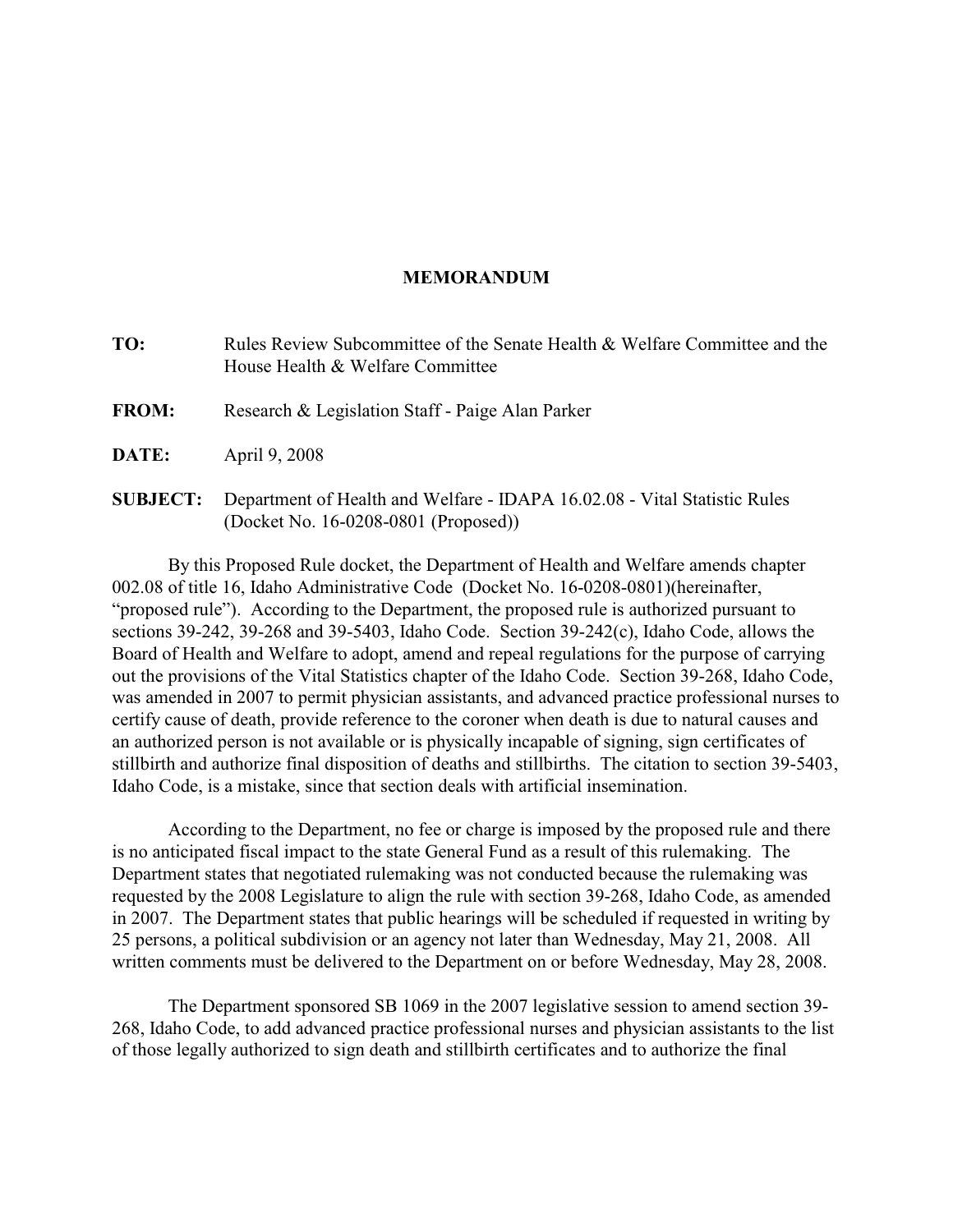**MEMORANDUM**

**TO:** Rules Review Subcommittee of the Senate Health & Welfare Committee and the House Health & Welfare Committee

**FROM:** Research & Legislation Staff - Paige Alan Parker

**DATE:** April 9, 2008

**SUBJECT:** Department of Health and Welfare - IDAPA 16.02.08 - Vital Statistic Rules (Docket No. 16-0208-0801 (Proposed))

By this Proposed Rule docket, the Department of Health and Welfare amends chapter 002.08 of title 16, Idaho Administrative Code (Docket No. 16-0208-0801)(hereinafter, "proposed rule"). According to the Department, the proposed rule is authorized pursuant to sections 39-242, 39-268 and 39-5403, Idaho Code. Section 39-242(c), Idaho Code, allows the Board of Health and Welfare to adopt, amend and repeal regulations for the purpose of carrying out the provisions of the Vital Statistics chapter of the Idaho Code. Section 39-268, Idaho Code, was amended in 2007 to permit physician assistants, and advanced practice professional nurses to certify cause of death, provide reference to the coroner when death is due to natural causes and an authorized person is not available or is physically incapable of signing, sign certificates of stillbirth and authorize final disposition of deaths and stillbirths. The citation to section 39-5403, Idaho Code, is a mistake, since that section deals with artificial insemination.

According to the Department, no fee or charge is imposed by the proposed rule and there is no anticipated fiscal impact to the state General Fund as a result of this rulemaking. The Department states that negotiated rulemaking was not conducted because the rulemaking was requested by the 2008 Legislature to align the rule with section 39-268, Idaho Code, as amended in 2007. The Department states that public hearings will be scheduled if requested in writing by 25 persons, a political subdivision or an agency not later than Wednesday, May 21, 2008. All written comments must be delivered to the Department on or before Wednesday, May 28, 2008.

The Department sponsored SB 1069 in the 2007 legislative session to amend section 39-268, Idaho Code, to add advanced practice professional nurses and physician assistants to the list of those legally authorized to sign death and stillbirth certificates and to authorize the final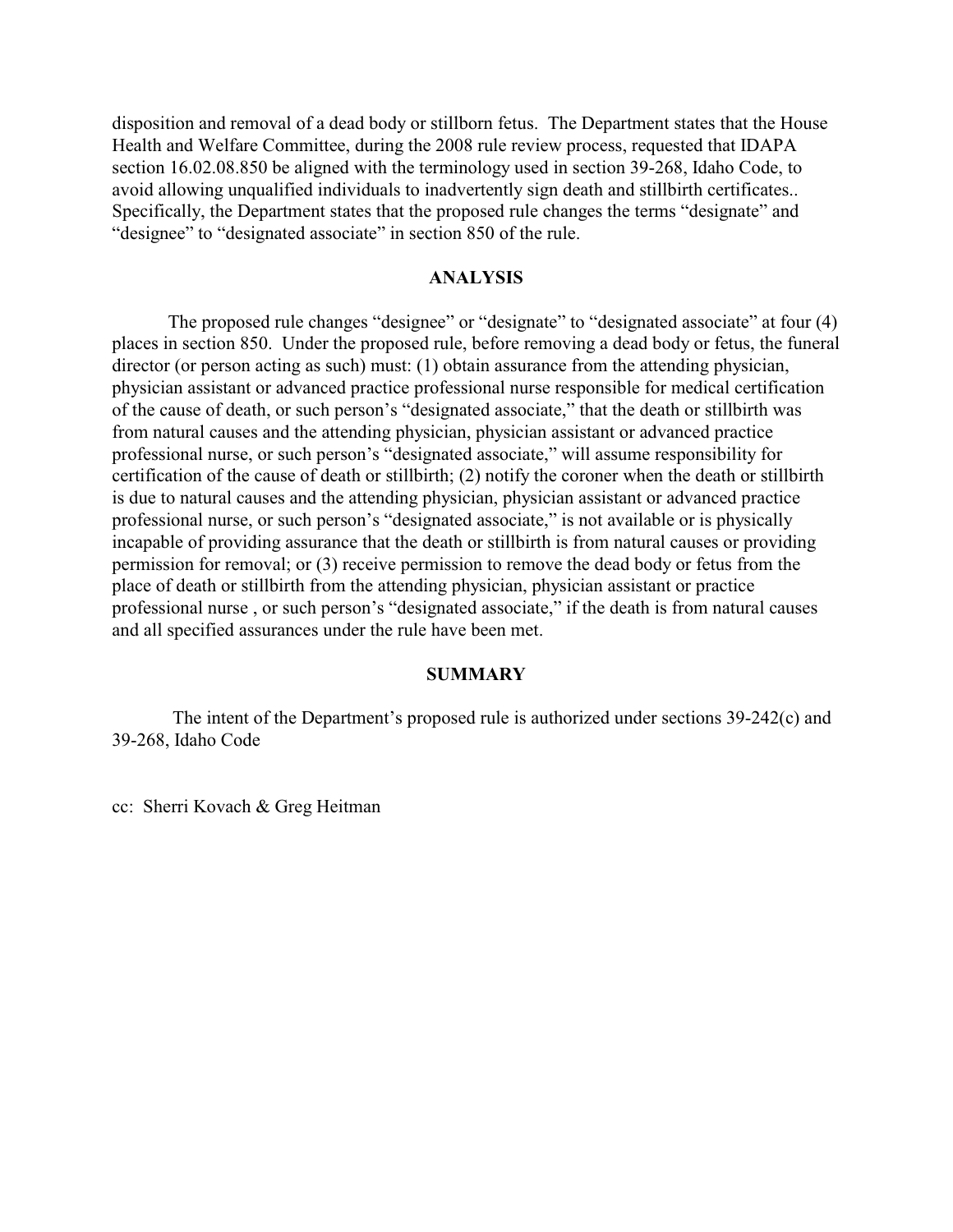disposition and removal of a dead body or stillborn fetus. The Department states that the House Health and Welfare Committee, during the 2008 rule review process, requested that IDAPA section 16.02.08.850 be aligned with the terminology used in section 39-268, Idaho Code, to avoid allowing unqualified individuals to inadvertently sign death and stillbirth certificates.. Specifically, the Department states that the proposed rule changes the terms "designate" and "designee" to "designated associate" in section 850 of the rule.

## ANALYSIS

The proposed rule changes "designee" or "designate" to "designated associate" at four (4) places in section 850. Under the proposed rule, before removing a dead body or fetus, the funeral director (or person acting as such) must: (1) obtain assurance from the attending physician, physician assistant or advanced practice professional nurse responsible for medical certification of the cause of death, or such person's "designated associate," that the death or stillbirth was from natural causes and the attending physician, physician assistant or advanced practice professional nurse, or such person's "designated associate," will assume responsibility for certification of the cause of death or stillbirth; (2) notify the coroner when the death or stillbirth is due to natural causes and the attending physician, physician assistant or advanced practice professional nurse, or such person's "designated associate," is not available or is physically incapable of providing assurance that the death or stillbirth is from natural causes or providing permission for removal; or (3) receive permission to remove the dead body or fetus from the place of death or stillbirth from the attending physician, physician assistant or practice professional nurse , or such person's "designated associate," if the death is from natural causes and all specified assurances under the rule have been met.

## SUMMARY

The intent of the Department's proposed rule is authorized under sections 39-242(c) and 39-268, Idaho Code

cc: Sherri Kovach & Greg Heitman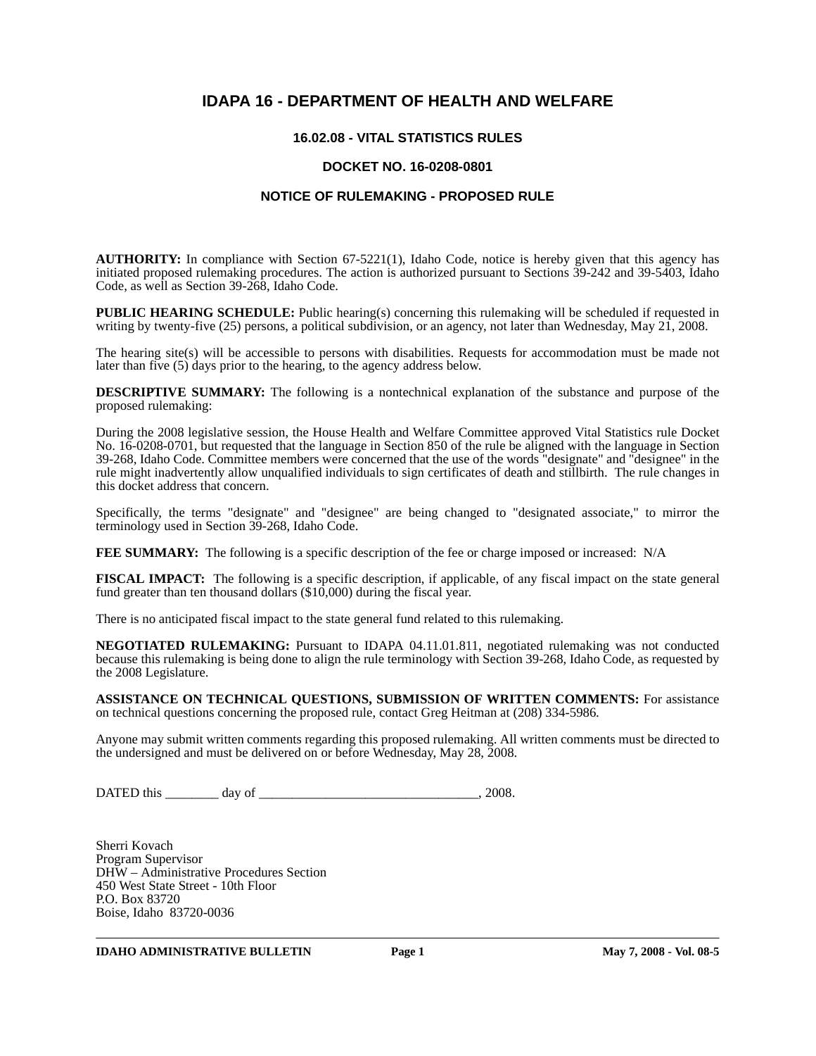# IDAPA 16 - DEPARTMENT OF HEALTH AND WELFARE

### 16.02.08 - VITAL STATISTICS RULES

### DOCKET NO. 16-0208-0801

### NOTICE OF RULEMAKING - PROPOSED RULE

**AUTHORITY:** In compliance with Section 67-5221(1), Idaho Code, notice is hereby given that this agency has initiated proposed rulemaking procedures. The action is authorized pursuant to Sections 39-242 and 39-5403, Idaho Code, as well as Section 39-268, Idaho Code.

**PUBLIC HEARING SCHEDULE:** Public hearing(s) concerning this rulemaking will be scheduled if requested in writing by twenty-five (25) persons, a political subdivision, or an agency, not later than Wednesday, May 21, 2008.

The hearing site(s) will be accessible to persons with disabilities. Requests for accommodation must be made not later than five (5) days prior to the hearing, to the agency address below.

**DESCRIPTIVE SUMMARY:** The following is a nontechnical explanation of the substance and purpose of the proposed rulemaking:

During the 2008 legislative session, the House Health and Welfare Committee approved Vital Statistics rule Docket No. 16-0208-0701, but requested that the language in Section 850 of the rule be aligned with the language in Section 39-268, Idaho Code. Committee members were concerned that the use of the words "designate" and "designee" in the rule might inadvertently allow unqualified individuals to sign certificates of death and stillbirth. The rule changes in this docket address that concern.

Specifically, the terms "designate" and "designee" are being changed to "designated associate," to mirror the terminology used in Section 39-268, Idaho Code.

**FEE SUMMARY:** The following is a specific description of the fee or charge imposed or increased: N/A

**FISCAL IMPACT:** The following is a specific description, if applicable, of any fiscal impact on the state general fund greater than ten thousand dollars ($10,000) during the fiscal year.

There is no anticipated fiscal impact to the state general fund related to this rulemaking.

**NEGOTIATED RULEMAKING:** Pursuant to IDAPA 04.11.01.811, negotiated rulemaking was not conducted because this rulemaking is being done to align the rule terminology with Section 39-268, Idaho Code, as requested by the 2008 Legislature.

**ASSISTANCE ON TECHNICAL QUESTIONS, SUBMISSION OF WRITTEN COMMENTS:** For assistance on technical questions concerning the proposed rule, contact Greg Heitman at (208) 334-5986.

Anyone may submit written comments regarding this proposed rulemaking. All written comments must be directed to the undersigned and must be delivered on or before Wednesday, May 28, 2008.

DATED this ________ day of ________________________________, 2008.

Sherri Kovach  
Program Supervisor  
DHW – Administrative Procedures Section  
450 West State Street - 10th Floor  
P.O. Box 83720  
Boise, Idaho 83720-0036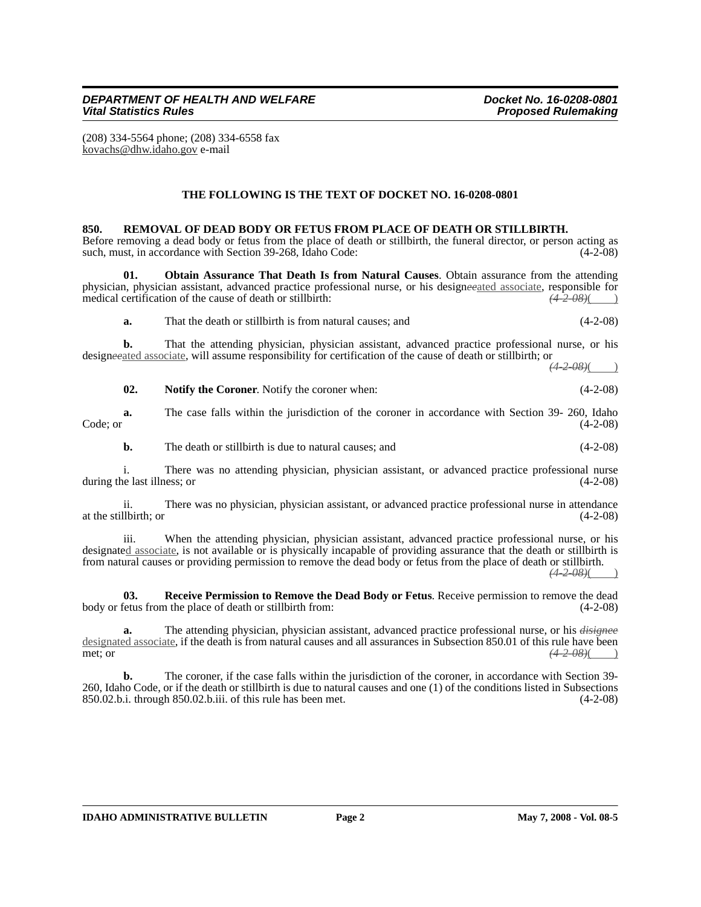(208) 334-5564 phone; (208) 334-6558 fax
kovachs@dhw.idaho.gov e-mail

**THE FOLLOWING IS THE TEXT OF DOCKET NO. 16-0208-0801**

**850. REMOVAL OF DEAD BODY OR FETUS FROM PLACE OF DEATH OR STILLBIRTH.**
Before removing a dead body or fetus from the place of death or stillbirth, the funeral director, or person acting as such, must, in accordance with Section 39-268, Idaho Code: (4-2-08)

**01. Obtain Assurance That Death Is from Natural Causes**. Obtain assurance from the attending physician, physician assistant, advanced practice professional nurse, or his design~~ee~~ated associate, responsible for medical certification of the cause of death or stillbirth: ~~*(4-2-08)*~~(     )

**a.** That the death or stillbirth is from natural causes; and (4-2-08)

**b.** That the attending physician, physician assistant, advanced practice professional nurse, or his design~~ee~~ated associate, will assume responsibility for certification of the cause of death or stillbirth; or ~~*(4-2-08)*~~(     )

**02. Notify the Coroner**. Notify the coroner when: (4-2-08)

**a.** The case falls within the jurisdiction of the coroner in accordance with Section 39- 260, Idaho Code; or (4-2-08)

**b.** The death or stillbirth is due to natural causes; and (4-2-08)

i. There was no attending physician, physician assistant, or advanced practice professional nurse during the last illness; or (4-2-08)

ii. There was no physician, physician assistant, or advanced practice professional nurse in attendance at the stillbirth; or (4-2-08)

iii. When the attending physician, physician assistant, advanced practice professional nurse, or his designated associate, is not available or is physically incapable of providing assurance that the death or stillbirth is from natural causes or providing permission to remove the dead body or fetus from the place of death or stillbirth. ~~*(4-2-08)*~~(     )

**03. Receive Permission to Remove the Dead Body or Fetus**. Receive permission to remove the dead body or fetus from the place of death or stillbirth from: (4-2-08)

**a.** The attending physician, physician assistant, advanced practice professional nurse, or his ~~*disignee*~~ designated associate, if the death is from natural causes and all assurances in Subsection 850.01 of this rule have been met; or ~~*(4-2-08)*~~(     )

**b.** The coroner, if the case falls within the jurisdiction of the coroner, in accordance with Section 39-260, Idaho Code, or if the death or stillbirth is due to natural causes and one (1) of the conditions listed in Subsections 850.02.b.i. through 850.02.b.iii. of this rule has been met. (4-2-08)